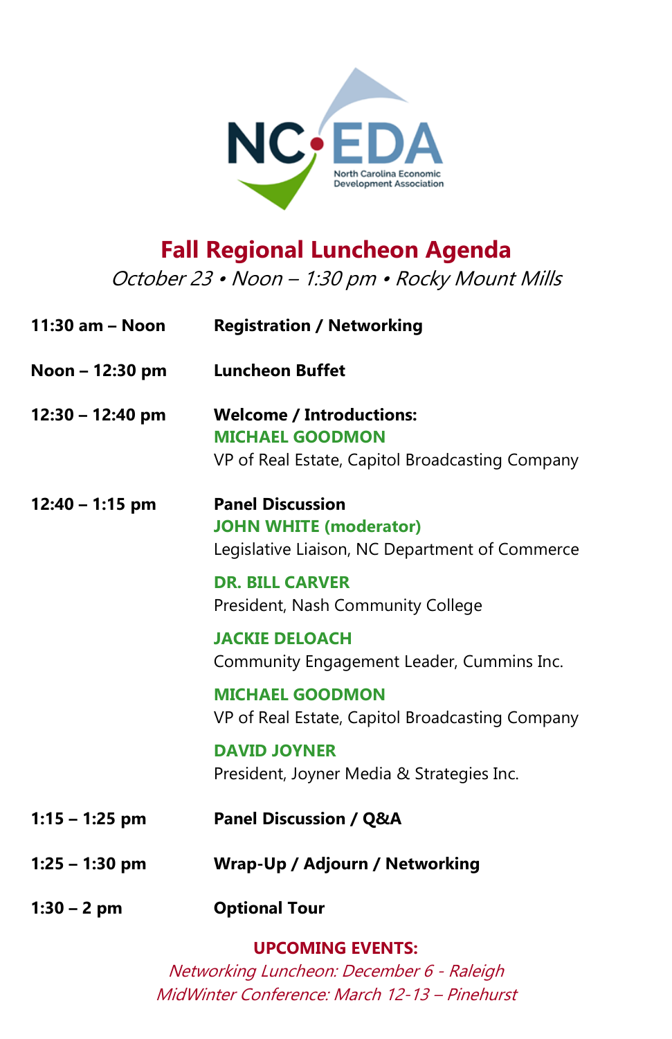NC EDA

North Carolina Economic Development Association

# Fall Regional Luncheon Agenda

*October 23 • Noon – 1:30 pm • Rocky Mount Mills*

| | |
|---|---|
| **11:30 am – Noon** | **Registration / Networking** |
| **Noon – 12:30 pm** | **Luncheon Buffet** |
| **12:30 – 12:40 pm** | **Welcome / Introductions:**<br>**MICHAEL GOODMON**<br>VP of Real Estate, Capitol Broadcasting Company |
| **12:40 – 1:15 pm** | **Panel Discussion**<br>**JOHN WHITE (moderator)**<br>Legislative Liaison, NC Department of Commerce<br><br>**DR. BILL CARVER**<br>President, Nash Community College<br><br>**JACKIE DELOACH**<br>Community Engagement Leader, Cummins Inc.<br><br>**MICHAEL GOODMON**<br>VP of Real Estate, Capitol Broadcasting Company<br><br>**DAVID JOYNER**<br>President, Joyner Media & Strategies Inc. |
| **1:15 – 1:25 pm** | **Panel Discussion / Q&A** |
| **1:25 – 1:30 pm** | **Wrap-Up / Adjourn / Networking** |
| **1:30 – 2 pm** | **Optional Tour** |

**UPCOMING EVENTS:**

*Networking Luncheon: December 6 - Raleigh*

*MidWinter Conference: March 12-13 – Pinehurst*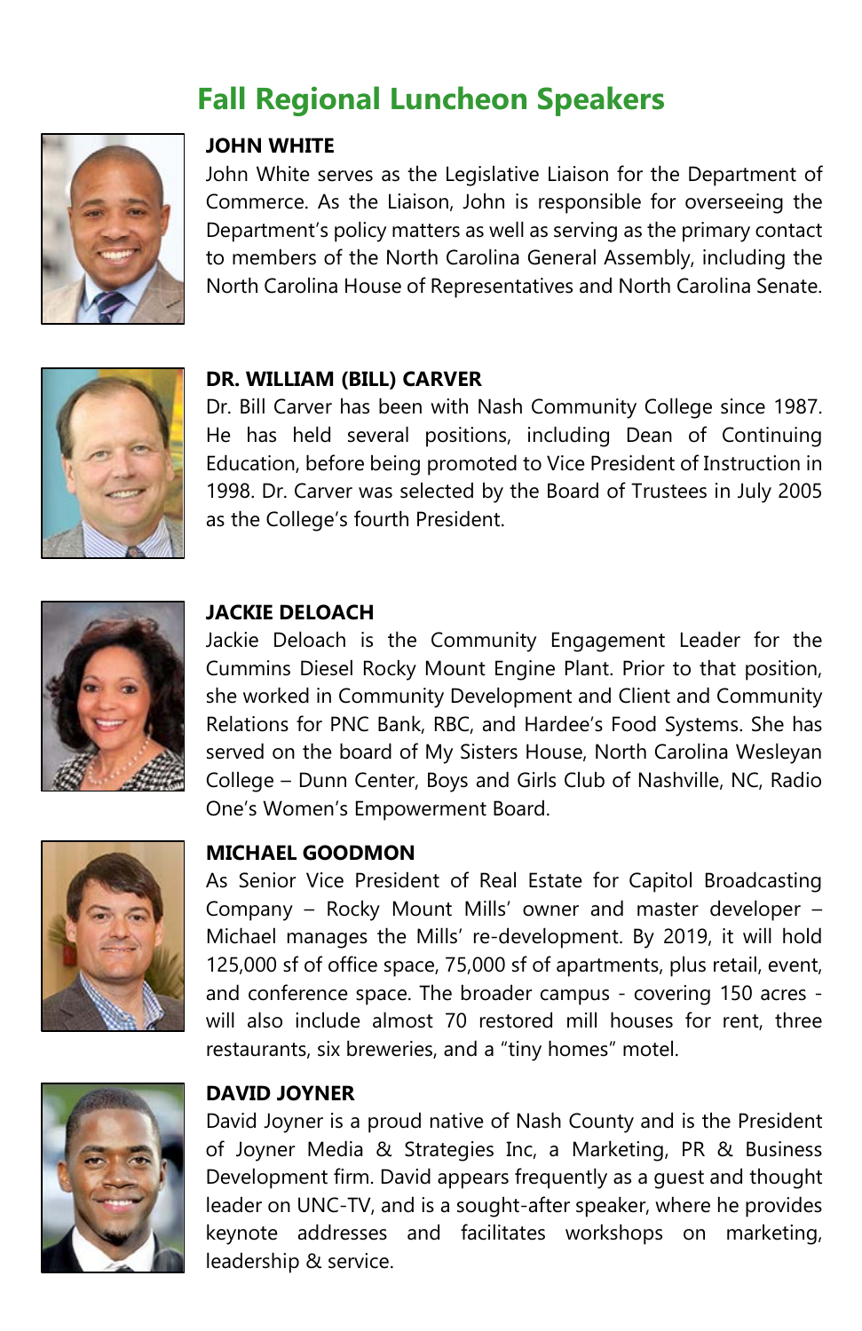# Fall Regional Luncheon Speakers

### JOHN WHITE

John White serves as the Legislative Liaison for the Department of Commerce. As the Liaison, John is responsible for overseeing the Department's policy matters as well as serving as the primary contact to members of the North Carolina General Assembly, including the North Carolina House of Representatives and North Carolina Senate.

### DR. WILLIAM (BILL) CARVER

Dr. Bill Carver has been with Nash Community College since 1987. He has held several positions, including Dean of Continuing Education, before being promoted to Vice President of Instruction in 1998. Dr. Carver was selected by the Board of Trustees in July 2005 as the College's fourth President.

### JACKIE DELOACH

Jackie Deloach is the Community Engagement Leader for the Cummins Diesel Rocky Mount Engine Plant. Prior to that position, she worked in Community Development and Client and Community Relations for PNC Bank, RBC, and Hardee's Food Systems. She has served on the board of My Sisters House, North Carolina Wesleyan College – Dunn Center, Boys and Girls Club of Nashville, NC, Radio One's Women's Empowerment Board.

### MICHAEL GOODMON

As Senior Vice President of Real Estate for Capitol Broadcasting Company – Rocky Mount Mills' owner and master developer – Michael manages the Mills' re-development. By 2019, it will hold 125,000 sf of office space, 75,000 sf of apartments, plus retail, event, and conference space. The broader campus - covering 150 acres - will also include almost 70 restored mill houses for rent, three restaurants, six breweries, and a "tiny homes" motel.

### DAVID JOYNER

David Joyner is a proud native of Nash County and is the President of Joyner Media & Strategies Inc, a Marketing, PR & Business Development firm. David appears frequently as a guest and thought leader on UNC-TV, and is a sought-after speaker, where he provides keynote addresses and facilitates workshops on marketing, leadership & service.